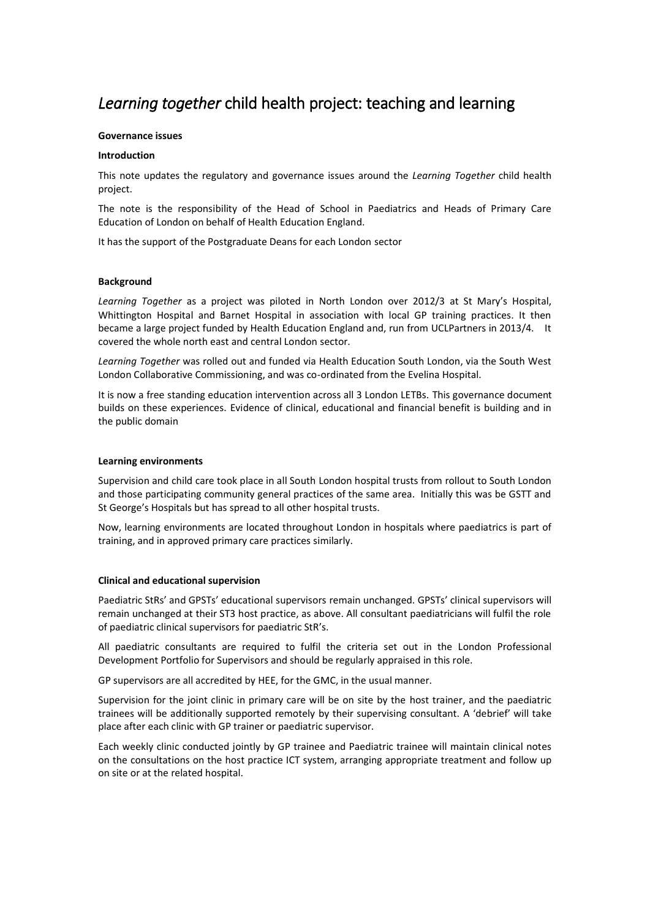# *Learning together* child health project: teaching and learning

**Governance issues**

**Introduction**

This note updates the regulatory and governance issues around the *Learning Together* child health project.

The note is the responsibility of the Head of School in Paediatrics and Heads of Primary Care Education of London on behalf of Health Education England.

It has the support of the Postgraduate Deans for each London sector

**Background**

*Learning Together* as a project was piloted in North London over 2012/3 at St Mary's Hospital, Whittington Hospital and Barnet Hospital in association with local GP training practices. It then became a large project funded by Health Education England and, run from UCLPartners in 2013/4. It covered the whole north east and central London sector.

*Learning Together* was rolled out and funded via Health Education South London, via the South West London Collaborative Commissioning, and was co-ordinated from the Evelina Hospital.

It is now a free standing education intervention across all 3 London LETBs. This governance document builds on these experiences. Evidence of clinical, educational and financial benefit is building and in the public domain

**Learning environments**

Supervision and child care took place in all South London hospital trusts from rollout to South London and those participating community general practices of the same area. Initially this was be GSTT and St George's Hospitals but has spread to all other hospital trusts.

Now, learning environments are located throughout London in hospitals where paediatrics is part of training, and in approved primary care practices similarly.

**Clinical and educational supervision**

Paediatric StRs' and GPSTs' educational supervisors remain unchanged. GPSTs' clinical supervisors will remain unchanged at their ST3 host practice, as above. All consultant paediatricians will fulfil the role of paediatric clinical supervisors for paediatric StR's.

All paediatric consultants are required to fulfil the criteria set out in the London Professional Development Portfolio for Supervisors and should be regularly appraised in this role.

GP supervisors are all accredited by HEE, for the GMC, in the usual manner.

Supervision for the joint clinic in primary care will be on site by the host trainer, and the paediatric trainees will be additionally supported remotely by their supervising consultant. A 'debrief' will take place after each clinic with GP trainer or paediatric supervisor.

Each weekly clinic conducted jointly by GP trainee and Paediatric trainee will maintain clinical notes on the consultations on the host practice ICT system, arranging appropriate treatment and follow up on site or at the related hospital.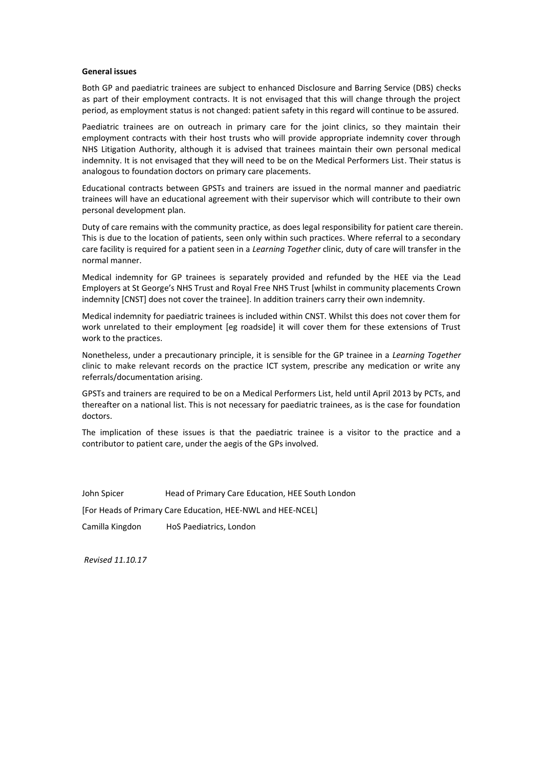**General issues**

Both GP and paediatric trainees are subject to enhanced Disclosure and Barring Service (DBS) checks as part of their employment contracts. It is not envisaged that this will change through the project period, as employment status is not changed: patient safety in this regard will continue to be assured.

Paediatric trainees are on outreach in primary care for the joint clinics, so they maintain their employment contracts with their host trusts who will provide appropriate indemnity cover through NHS Litigation Authority, although it is advised that trainees maintain their own personal medical indemnity. It is not envisaged that they will need to be on the Medical Performers List. Their status is analogous to foundation doctors on primary care placements.

Educational contracts between GPSTs and trainers are issued in the normal manner and paediatric trainees will have an educational agreement with their supervisor which will contribute to their own personal development plan.

Duty of care remains with the community practice, as does legal responsibility for patient care therein. This is due to the location of patients, seen only within such practices. Where referral to a secondary care facility is required for a patient seen in a *Learning Together* clinic, duty of care will transfer in the normal manner.

Medical indemnity for GP trainees is separately provided and refunded by the HEE via the Lead Employers at St George's NHS Trust and Royal Free NHS Trust [whilst in community placements Crown indemnity [CNST] does not cover the trainee]. In addition trainers carry their own indemnity.

Medical indemnity for paediatric trainees is included within CNST. Whilst this does not cover them for work unrelated to their employment [eg roadside] it will cover them for these extensions of Trust work to the practices.

Nonetheless, under a precautionary principle, it is sensible for the GP trainee in a *Learning Together* clinic to make relevant records on the practice ICT system, prescribe any medication or write any referrals/documentation arising.

GPSTs and trainers are required to be on a Medical Performers List, held until April 2013 by PCTs, and thereafter on a national list. This is not necessary for paediatric trainees, as is the case for foundation doctors.

The implication of these issues is that the paediatric trainee is a visitor to the practice and a contributor to patient care, under the aegis of the GPs involved.

John Spicer Head of Primary Care Education, HEE South London

[For Heads of Primary Care Education, HEE-NWL and HEE-NCEL]

Camilla Kingdon HoS Paediatrics, London

*Revised 11.10.17*